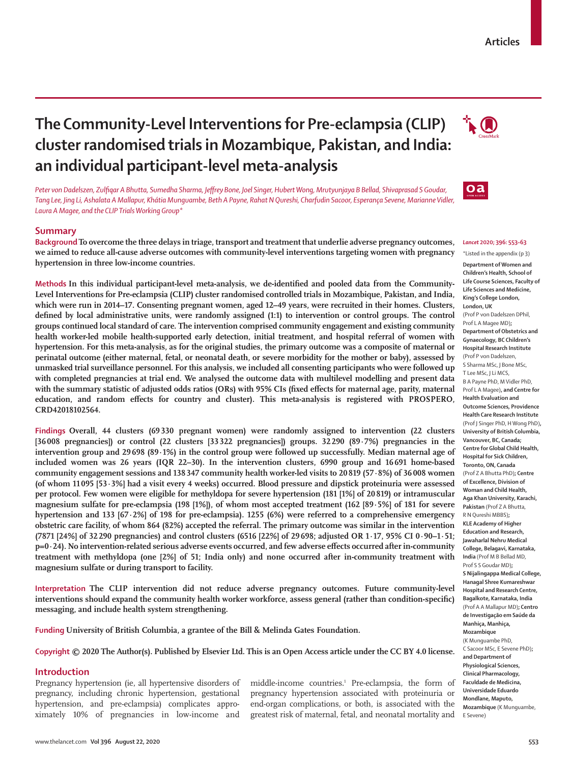# The Community-Level Interventions for Pre-eclampsia (CLIP) cluster randomised trials in Mozambique, Pakistan, and India: an individual participant-level meta-analysis

*Peter von Dadelszen, Zulfiqar A Bhutta, Sumedha Sharma, Jeffrey Bone, Joel Singer, Hubert Wong, Mrutyunjaya B Bellad, Shivaprasad S Goudar, Tang Lee, Jing Li, Ashalata A Mallapur, Khátia Munguambe, Beth A Payne, Rahat N Qureshi, Charfudin Sacoor, Esperança Sevene, Marianne Vidler, Laura A Magee, and the CLIP Trials Working Group\**

## Summary

**Background** To overcome the three delays in triage, transport and treatment that underlie adverse pregnancy outcomes, we aimed to reduce all-cause adverse outcomes with community-level interventions targeting women with pregnancy hypertension in three low-income countries.

**Methods** In this individual participant-level meta-analysis, we de-identified and pooled data from the Community-Level Interventions for Pre-eclampsia (CLIP) cluster randomised controlled trials in Mozambique, Pakistan, and India, which were run in 2014–17. Consenting pregnant women, aged 12–49 years, were recruited in their homes. Clusters, defined by local administrative units, were randomly assigned (1:1) to intervention or control groups. The control groups continued local standard of care. The intervention comprised community engagement and existing community health worker-led mobile health-supported early detection, initial treatment, and hospital referral of women with hypertension. For this meta-analysis, as for the original studies, the primary outcome was a composite of maternal or perinatal outcome (either maternal, fetal, or neonatal death, or severe morbidity for the mother or baby), assessed by unmasked trial surveillance personnel. For this analysis, we included all consenting participants who were followed up with completed pregnancies at trial end. We analysed the outcome data with multilevel modelling and present data with the summary statistic of adjusted odds ratios (ORs) with 95% CIs (fixed effects for maternal age, parity, maternal education, and random effects for country and cluster). This meta-analysis is registered with PROSPERO, CRD42018102564.

**Findings** Overall, 44 clusters (69 330 pregnant women) were randomly assigned to intervention (22 clusters [36 008 pregnancies]) or control (22 clusters [33 322 pregnancies]) groups. 32 290 (89·7%) pregnancies in the intervention group and 29 698 (89·1%) in the control group were followed up successfully. Median maternal age of included women was 26 years (IQR 22–30). In the intervention clusters, 6990 group and 16 691 home-based community engagement sessions and 138 347 community health worker-led visits to 20 819 (57·8%) of 36 008 women (of whom 11 095 [53·3%] had a visit every 4 weeks) occurred. Blood pressure and dipstick proteinuria were assessed per protocol. Few women were eligible for methyldopa for severe hypertension (181 [1%] of 20 819) or intramuscular magnesium sulfate for pre-eclampsia (198 [1%]), of whom most accepted treatment (162 [89·5%] of 181 for severe hypertension and 133 [67·2%] of 198 for pre-eclampsia). 1255 (6%) were referred to a comprehensive emergency obstetric care facility, of whom 864 (82%) accepted the referral. The primary outcome was similar in the intervention (7871 [24%] of 32 290 pregnancies) and control clusters (6516 [22%] of 29 698; adjusted OR 1·17, 95% CI 0·90–1·51; p=0·24). No intervention-related serious adverse events occurred, and few adverse effects occurred after in-community treatment with methyldopa (one [2%] of 51; India only) and none occurred after in-community treatment with magnesium sulfate or during transport to facility.

**Interpretation** The CLIP intervention did not reduce adverse pregnancy outcomes. Future community-level interventions should expand the community health worker workforce, assess general (rather than condition-specific) messaging, and include health system strengthening.

**Funding** University of British Columbia, a grantee of the Bill & Melinda Gates Foundation.

**Copyright** © 2020 The Author(s). Published by Elsevier Ltd. This is an Open Access article under the CC BY 4.0 license.

*Lancet* 2020; 396: 553–63

\*Listed in the appendix (p 3)

**Department of Women and Children's Health, School of Life Course Sciences, Faculty of Life Sciences and Medicine, King's College London, London, UK** (Prof P von Dadelszen DPhil, Prof L A Magee MD)**; Department of Obstetrics and Gynaecology, BC Children's Hospital Research Institute** (Prof P von Dadelszen, S Sharma MSc, J Bone MSc, T Lee MSc, J Li MCS, B A Payne PhD, M Vidler PhD, Prof L A Magee)**, and Centre for Health Evaluation and Outcome Sciences, Providence Health Care Research Institute** (Prof J Singer PhD, H Wong PhD)**, University of British Columbia, Vancouver, BC, Canada; Centre for Global Child Health, Hospital for Sick Children, Toronto, ON, Canada** (Prof Z A Bhutta PhD)**; Centre of Excellence, Division of Woman and Child Health, Aga Khan University, Karachi, Pakistan** (Prof Z A Bhutta, R N Qureshi MBBS)**; KLE Academy of Higher Education and Research, Jawaharlal Nehru Medical College, Belagavi, Karnataka, India** (Prof M B Bellad MD, Prof S S Goudar MD)**; S Nijalingappa Medical College, Hanagal Shree Kumareshwar Hospital and Research Centre, Bagalkote, Karnataka, India** (Prof A A Mallapur MD)**; Centro de Investigação em Saúde da Manhiça, Manhiça, Mozambique** (K Munguambe PhD, C Sacoor MSc, E Sevene PhD)**; and Department of Physiological Sciences, Clinical Pharmacology, Faculdade de Medicina, Universidade Eduardo Mondlane, Maputo, Mozambique** (K Munguambe, E Sevene)

## Introduction

Pregnancy hypertension (ie, all hypertensive disorders of pregnancy, including chronic hypertension, gestational hypertension, and pre-eclampsia) complicates approximately 10% of pregnancies in low-income and middle-income countries.[1] Pre-eclampsia, the form of pregnancy hypertension associated with proteinuria or end-organ complications, or both, is associated with the greatest risk of maternal, fetal, and neonatal mortality and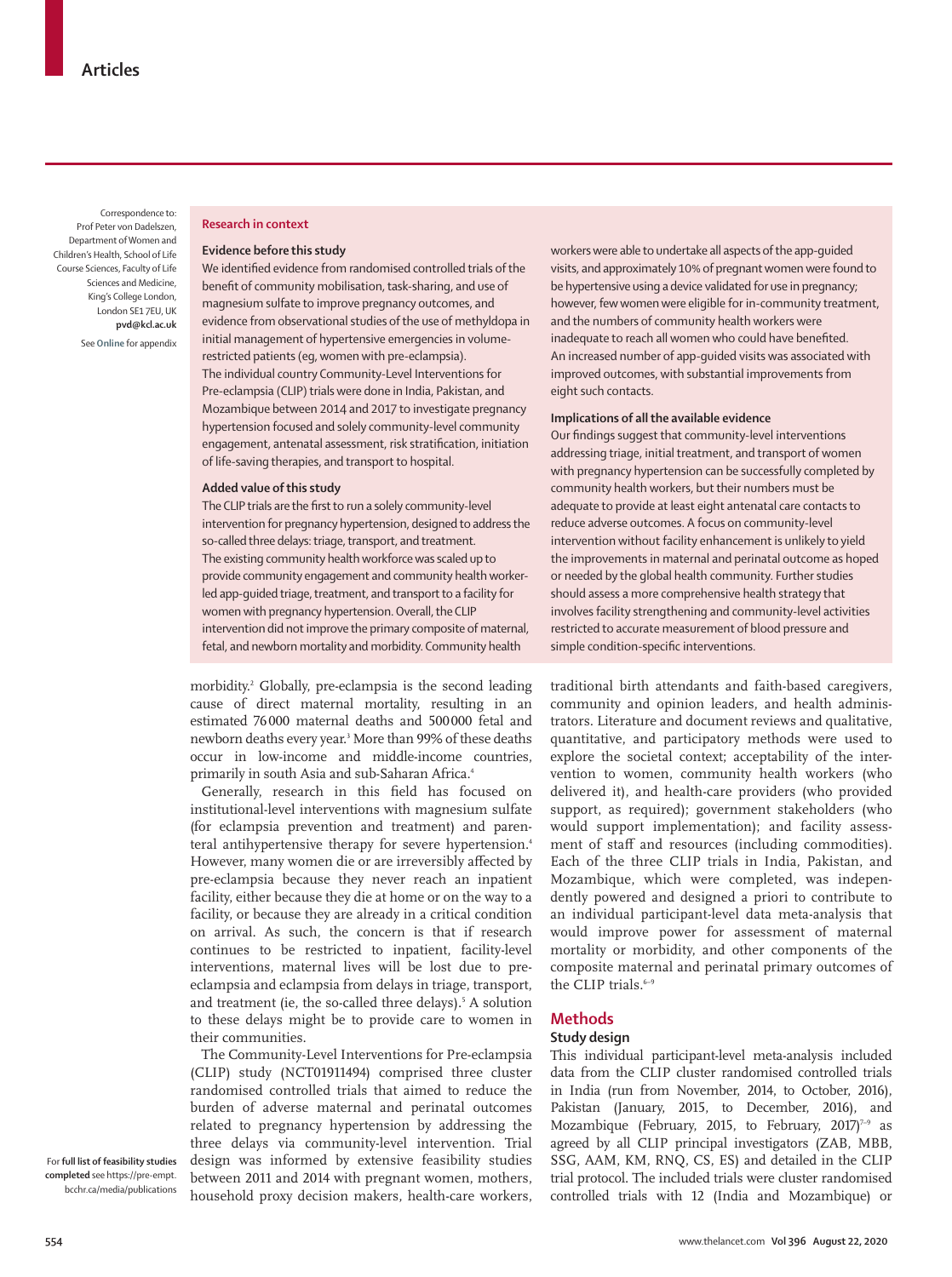Correspondence to: Prof Peter von Dadelszen, Department of Women and Children's Health, School of Life Course Sciences, Faculty of Life Sciences and Medicine, King's College London, London SE1 7EU, UK **pvd@kcl.ac.uk**

See **Online** for appendix

## Research in context

### Evidence before this study

We identified evidence from randomised controlled trials of the benefit of community mobilisation, task-sharing, and use of magnesium sulfate to improve pregnancy outcomes, and evidence from observational studies of the use of methyldopa in initial management of hypertensive emergencies in volume-restricted patients (eg, women with pre-eclampsia). The individual country Community-Level Interventions for Pre-eclampsia (CLIP) trials were done in India, Pakistan, and Mozambique between 2014 and 2017 to investigate pregnancy hypertension focused and solely community-level community engagement, antenatal assessment, risk stratification, initiation of life-saving therapies, and transport to hospital.

### Added value of this study

The CLIP trials are the first to run a solely community-level intervention for pregnancy hypertension, designed to address the so-called three delays: triage, transport, and treatment. The existing community health workforce was scaled up to provide community engagement and community health worker-led app-guided triage, treatment, and transport to a facility for women with pregnancy hypertension. Overall, the CLIP intervention did not improve the primary composite of maternal, fetal, and newborn mortality and morbidity. Community health workers were able to undertake all aspects of the app-guided visits, and approximately 10% of pregnant women were found to be hypertensive using a device validated for use in pregnancy; however, few women were eligible for in-community treatment, and the numbers of community health workers were inadequate to reach all women who could have benefited. An increased number of app-guided visits was associated with improved outcomes, with substantial improvements from eight such contacts.

### Implications of all the available evidence

Our findings suggest that community-level interventions addressing triage, initial treatment, and transport of women with pregnancy hypertension can be successfully completed by community health workers, but their numbers must be adequate to provide at least eight antenatal care contacts to reduce adverse outcomes. A focus on community-level intervention without facility enhancement is unlikely to yield the improvements in maternal and perinatal outcome as hoped or needed by the global health community. Further studies should assess a more comprehensive health strategy that involves facility strengthening and community-level activities restricted to accurate measurement of blood pressure and simple condition-specific interventions.

morbidity.[2] Globally, pre-eclampsia is the second leading cause of direct maternal mortality, resulting in an estimated 76 000 maternal deaths and 500 000 fetal and newborn deaths every year.[3] More than 99% of these deaths occur in low-income and middle-income countries, primarily in south Asia and sub-Saharan Africa.[4]

Generally, research in this field has focused on institutional-level interventions with magnesium sulfate (for eclampsia prevention and treatment) and parenteral antihypertensive therapy for severe hypertension.[4] However, many women die or are irreversibly affected by pre-eclampsia because they never reach an inpatient facility, either because they die at home or on the way to a facility, or because they are already in a critical condition on arrival. As such, the concern is that if research continues to be restricted to inpatient, facility-level interventions, maternal lives will be lost due to pre-eclampsia and eclampsia from delays in triage, transport, and treatment (ie, the so-called three delays).[5] A solution to these delays might be to provide care to women in their communities.

The Community-Level Interventions for Pre-eclampsia (CLIP) study (NCT01911494) comprised three cluster randomised controlled trials that aimed to reduce the burden of adverse maternal and perinatal outcomes related to pregnancy hypertension by addressing the three delays via community-level intervention. Trial design was informed by extensive feasibility studies between 2011 and 2014 with pregnant women, mothers, household proxy decision makers, health-care workers, traditional birth attendants and faith-based caregivers, community and opinion leaders, and health administrators. Literature and document reviews and qualitative, quantitative, and participatory methods were used to explore the societal context; acceptability of the intervention to women, community health workers (who delivered it), and health-care providers (who provided support, as required); government stakeholders (who would support implementation); and facility assessment of staff and resources (including commodities). Each of the three CLIP trials in India, Pakistan, and Mozambique, which were completed, was independently powered and designed a priori to contribute to an individual participant-level data meta-analysis that would improve power for assessment of maternal mortality or morbidity, and other components of the composite maternal and perinatal primary outcomes of the CLIP trials.[6–9]

For **full list of feasibility studies completed** see https://pre-empt.bcchr.ca/media/publications

## Methods

### Study design

This individual participant-level meta-analysis included data from the CLIP cluster randomised controlled trials in India (run from November, 2014, to October, 2016), Pakistan (January, 2015, to December, 2016), and Mozambique (February, 2015, to February, 2017)[7–9] as agreed by all CLIP principal investigators (ZAB, MBB, SSG, AAM, KM, RNQ, CS, ES) and detailed in the CLIP trial protocol. The included trials were cluster randomised controlled trials with 12 (India and Mozambique) or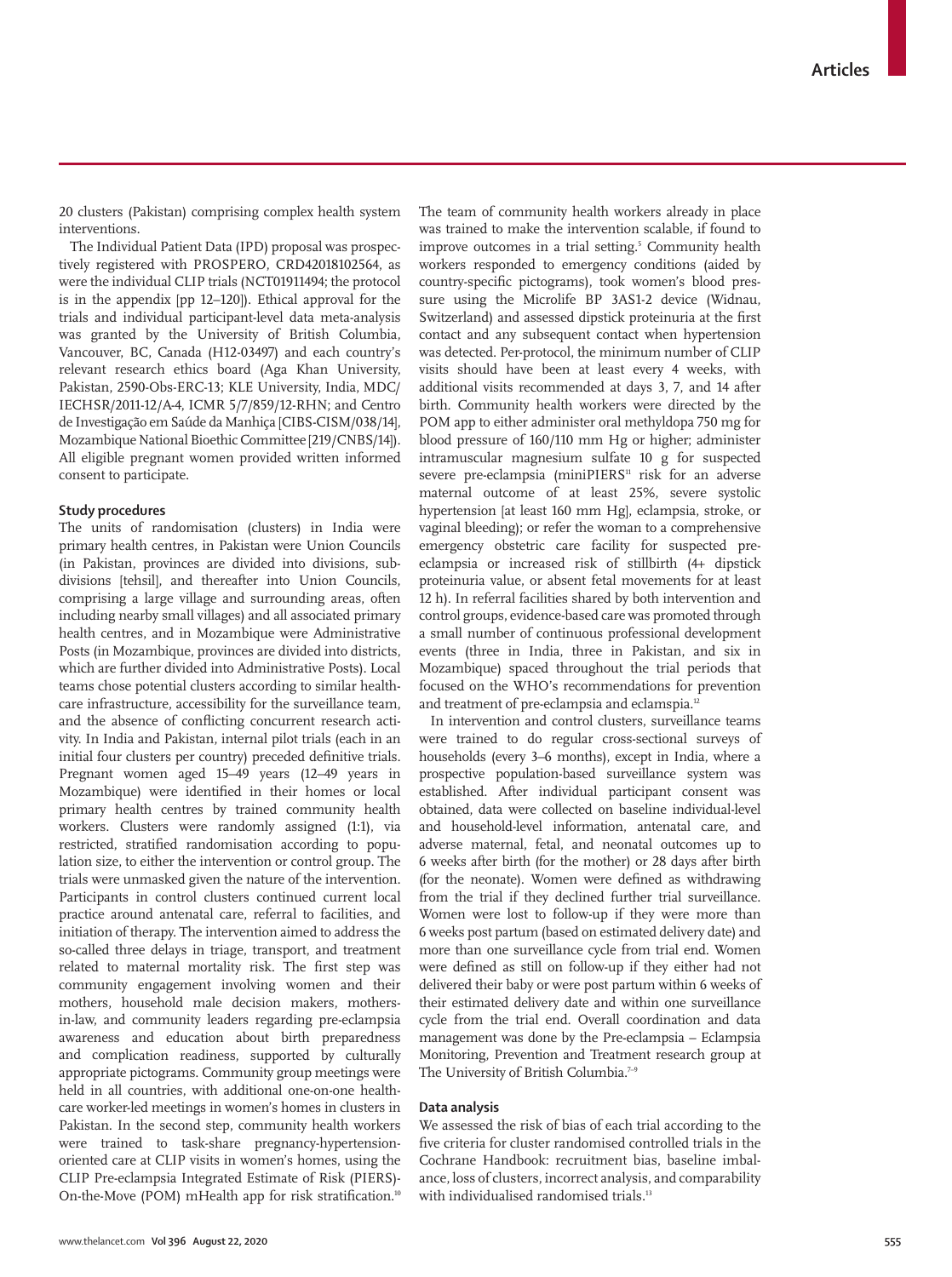20 clusters (Pakistan) comprising complex health system interventions.

The Individual Patient Data (IPD) proposal was prospectively registered with PROSPERO, CRD42018102564, as were the individual CLIP trials (NCT01911494; the protocol is in the appendix [pp 12–120]). Ethical approval for the trials and individual participant-level data meta-analysis was granted by the University of British Columbia, Vancouver, BC, Canada (H12-03497) and each country's relevant research ethics board (Aga Khan University, Pakistan, 2590-Obs-ERC-13; KLE University, India, MDC/IECHSR/2011-12/A-4, ICMR 5/7/859/12-RHN; and Centro de Investigação em Saúde da Manhiça [CIBS-CISM/038/14], Mozambique National Bioethic Committee [219/CNBS/14]). All eligible pregnant women provided written informed consent to participate.

## Study procedures

The units of randomisation (clusters) in India were primary health centres, in Pakistan were Union Councils (in Pakistan, provinces are divided into divisions, subdivisions [tehsil], and thereafter into Union Councils, comprising a large village and surrounding areas, often including nearby small villages) and all associated primary health centres, and in Mozambique were Administrative Posts (in Mozambique, provinces are divided into districts, which are further divided into Administrative Posts). Local teams chose potential clusters according to similar health-care infrastructure, accessibility for the surveillance team, and the absence of conflicting concurrent research activity. In India and Pakistan, internal pilot trials (each in an initial four clusters per country) preceded definitive trials. Pregnant women aged 15–49 years (12–49 years in Mozambique) were identified in their homes or local primary health centres by trained community health workers. Clusters were randomly assigned (1:1), via restricted, stratified randomisation according to population size, to either the intervention or control group. The trials were unmasked given the nature of the intervention. Participants in control clusters continued current local practice around antenatal care, referral to facilities, and initiation of therapy. The intervention aimed to address the so-called three delays in triage, transport, and treatment related to maternal mortality risk. The first step was community engagement involving women and their mothers, household male decision makers, mothers-in-law, and community leaders regarding pre-eclampsia awareness and education about birth preparedness and complication readiness, supported by culturally appropriate pictograms. Community group meetings were held in all countries, with additional one-on-one health-care worker-led meetings in women's homes in clusters in Pakistan. In the second step, community health workers were trained to task-share pregnancy-hypertension-oriented care at CLIP visits in women's homes, using the CLIP Pre-eclampsia Integrated Estimate of Risk (PIERS)-On-the-Move (POM) mHealth app for risk stratification.[10] The team of community health workers already in place was trained to make the intervention scalable, if found to improve outcomes in a trial setting.[5] Community health workers responded to emergency conditions (aided by country-specific pictograms), took women's blood pressure using the Microlife BP 3AS1-2 device (Widnau, Switzerland) and assessed dipstick proteinuria at the first contact and any subsequent contact when hypertension was detected. Per-protocol, the minimum number of CLIP visits should have been at least every 4 weeks, with additional visits recommended at days 3, 7, and 14 after birth. Community health workers were directed by the POM app to either administer oral methyldopa 750 mg for blood pressure of 160/110 mm Hg or higher; administer intramuscular magnesium sulfate 10 g for suspected severe pre-eclampsia (miniPIERS[11] risk for an adverse maternal outcome of at least 25%, severe systolic hypertension [at least 160 mm Hg], eclampsia, stroke, or vaginal bleeding); or refer the woman to a comprehensive emergency obstetric care facility for suspected pre-eclampsia or increased risk of stillbirth (4+ dipstick proteinuria value, or absent fetal movements for at least 12 h). In referral facilities shared by both intervention and control groups, evidence-based care was promoted through a small number of continuous professional development events (three in India, three in Pakistan, and six in Mozambique) spaced throughout the trial periods that focused on the WHO's recommendations for prevention and treatment of pre-eclampsia and eclampsia.[12]

In intervention and control clusters, surveillance teams were trained to do regular cross-sectional surveys of households (every 3–6 months), except in India, where a prospective population-based surveillance system was established. After individual participant consent was obtained, data were collected on baseline individual-level and household-level information, antenatal care, and adverse maternal, fetal, and neonatal outcomes up to 6 weeks after birth (for the mother) or 28 days after birth (for the neonate). Women were defined as withdrawing from the trial if they declined further trial surveillance. Women were lost to follow-up if they were more than 6 weeks post partum (based on estimated delivery date) and more than one surveillance cycle from trial end. Women were defined as still on follow-up if they either had not delivered their baby or were post partum within 6 weeks of their estimated delivery date and within one surveillance cycle from the trial end. Overall coordination and data management was done by the Pre-eclampsia – Eclampsia Monitoring, Prevention and Treatment research group at The University of British Columbia.[7–9]

## Data analysis

We assessed the risk of bias of each trial according to the five criteria for cluster randomised controlled trials in the Cochrane Handbook: recruitment bias, baseline imbalance, loss of clusters, incorrect analysis, and comparability with individualised randomised trials.[13]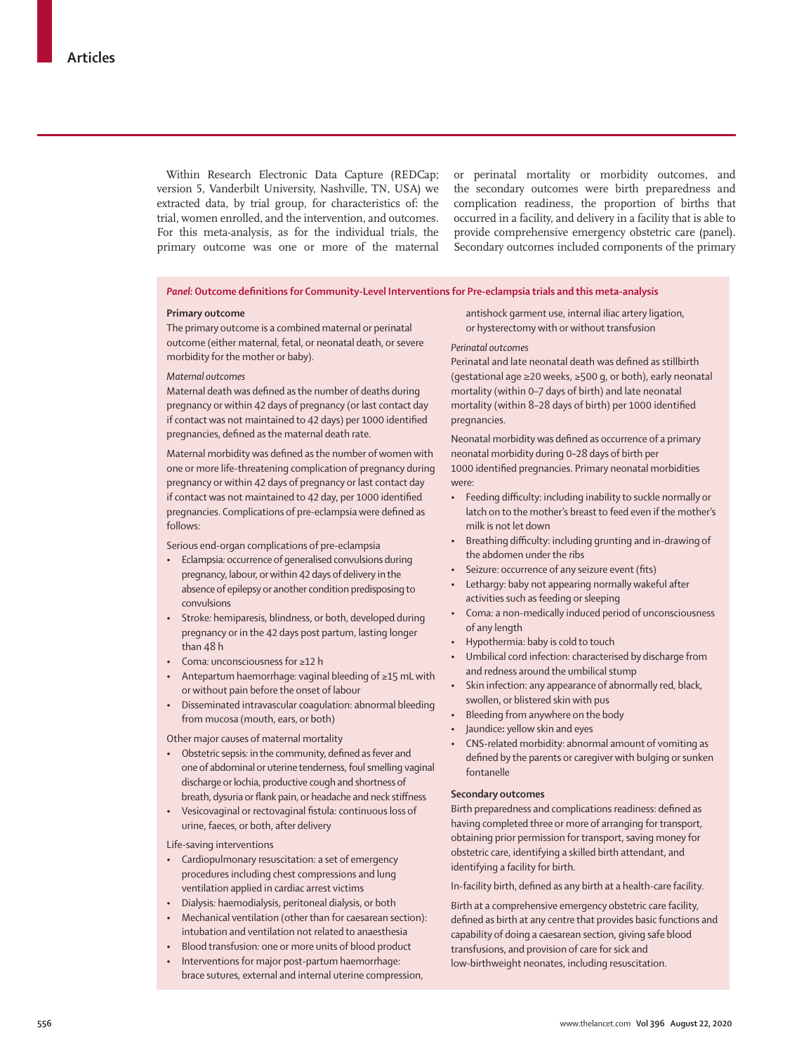Within Research Electronic Data Capture (REDCap; version 5, Vanderbilt University, Nashville, TN, USA) we extracted data, by trial group, for characteristics of: the trial, women enrolled, and the intervention, and outcomes. For this meta-analysis, as for the individual trials, the primary outcome was one or more of the maternal or perinatal mortality or morbidity outcomes, and the secondary outcomes were birth preparedness and complication readiness, the proportion of births that occurred in a facility, and delivery in a facility that is able to provide comprehensive emergency obstetric care (panel). Secondary outcomes included components of the primary

**_Panel:_ Outcome definitions for Community-Level Interventions for Pre-eclampsia trials and this meta-analysis**

**Primary outcome**

The primary outcome is a combined maternal or perinatal outcome (either maternal, fetal, or neonatal death, or severe morbidity for the mother or baby).

*Maternal outcomes*

Maternal death was defined as the number of deaths during pregnancy or within 42 days of pregnancy (or last contact day if contact was not maintained to 42 days) per 1000 identified pregnancies, defined as the maternal death rate.

Maternal morbidity was defined as the number of women with one or more life-threatening complication of pregnancy during pregnancy or within 42 days of pregnancy or last contact day if contact was not maintained to 42 day, per 1000 identified pregnancies. Complications of pre-eclampsia were defined as follows:

Serious end-organ complications of pre-eclampsia

- Eclampsia: occurrence of generalised convulsions during pregnancy, labour, or within 42 days of delivery in the absence of epilepsy or another condition predisposing to convulsions
- Stroke: hemiparesis, blindness, or both, developed during pregnancy or in the 42 days post partum, lasting longer than 48 h
- Coma: unconsciousness for ≥12 h
- Antepartum haemorrhage: vaginal bleeding of ≥15 mL with or without pain before the onset of labour
- Disseminated intravascular coagulation: abnormal bleeding from mucosa (mouth, ears, or both)

Other major causes of maternal mortality

- Obstetric sepsis: in the community, defined as fever and one of abdominal or uterine tenderness, foul smelling vaginal discharge or lochia, productive cough and shortness of breath, dysuria or flank pain, or headache and neck stiffness
- Vesicovaginal or rectovaginal fistula: continuous loss of urine, faeces, or both, after delivery

Life-saving interventions

- Cardiopulmonary resuscitation: a set of emergency procedures including chest compressions and lung ventilation applied in cardiac arrest victims
- Dialysis: haemodialysis, peritoneal dialysis, or both
- Mechanical ventilation (other than for caesarean section): intubation and ventilation not related to anaesthesia
- Blood transfusion: one or more units of blood product
- Interventions for major post-partum haemorrhage: brace sutures, external and internal uterine compression, antishock garment use, internal iliac artery ligation, or hysterectomy with or without transfusion

*Perinatal outcomes*

Perinatal and late neonatal death was defined as stillbirth (gestational age ≥20 weeks, ≥500 g, or both), early neonatal mortality (within 0–7 days of birth) and late neonatal mortality (within 8–28 days of birth) per 1000 identified pregnancies.

Neonatal morbidity was defined as occurrence of a primary neonatal morbidity during 0–28 days of birth per 1000 identified pregnancies. Primary neonatal morbidities were:

- Feeding difficulty: including inability to suckle normally or latch on to the mother's breast to feed even if the mother's milk is not let down
- Breathing difficulty: including grunting and in-drawing of the abdomen under the ribs
- Seizure: occurrence of any seizure event (fits)
- Lethargy: baby not appearing normally wakeful after activities such as feeding or sleeping
- Coma: a non-medically induced period of unconsciousness of any length
- Hypothermia: baby is cold to touch
- Umbilical cord infection: characterised by discharge from and redness around the umbilical stump
- Skin infection: any appearance of abnormally red, black, swollen, or blistered skin with pus
- Bleeding from anywhere on the body
- Jaundice: yellow skin and eyes
- CNS-related morbidity: abnormal amount of vomiting as defined by the parents or caregiver with bulging or sunken fontanelle

**Secondary outcomes**

Birth preparedness and complications readiness: defined as having completed three or more of arranging for transport, obtaining prior permission for transport, saving money for obstetric care, identifying a skilled birth attendant, and identifying a facility for birth.

In-facility birth, defined as any birth at a health-care facility.

Birth at a comprehensive emergency obstetric care facility, defined as birth at any centre that provides basic functions and capability of doing a caesarean section, giving safe blood transfusions, and provision of care for sick and low-birthweight neonates, including resuscitation.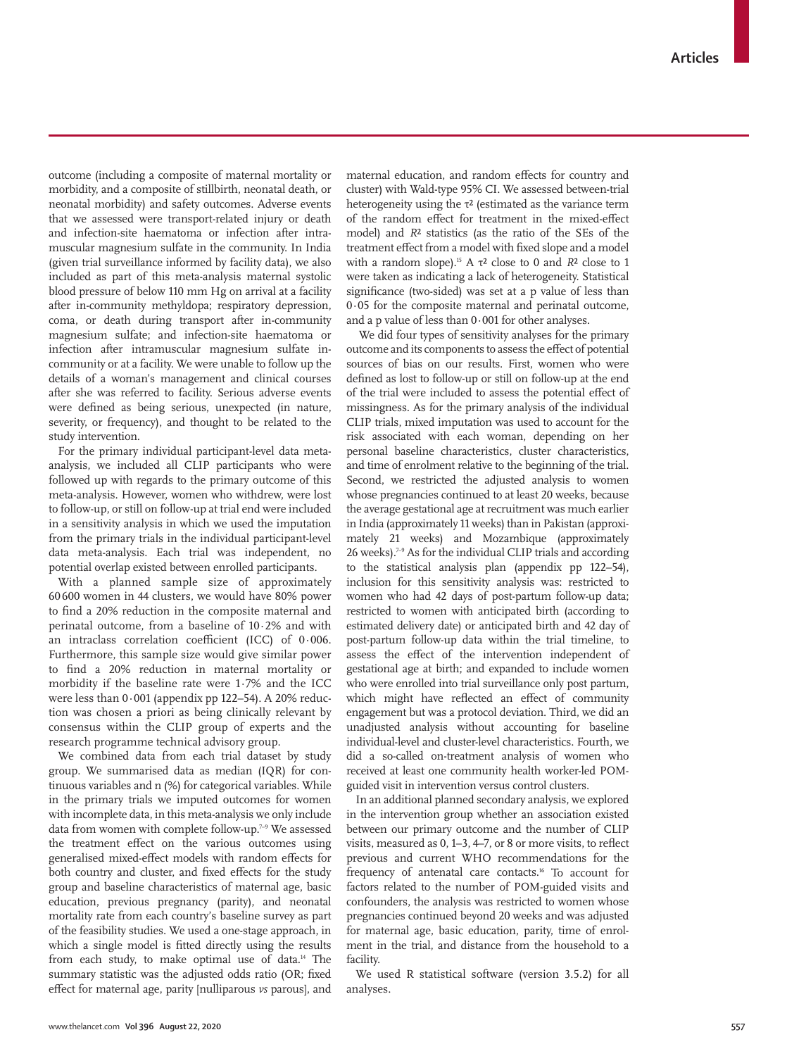outcome (including a composite of maternal mortality or morbidity, and a composite of stillbirth, neonatal death, or neonatal morbidity) and safety outcomes. Adverse events that we assessed were transport-related injury or death and infection-site haematoma or infection after intramuscular magnesium sulfate in the community. In India (given trial surveillance informed by facility data), we also included as part of this meta-analysis maternal systolic blood pressure of below 110 mm Hg on arrival at a facility after in-community methyldopa; respiratory depression, coma, or death during transport after in-community magnesium sulfate; and infection-site haematoma or infection after intramuscular magnesium sulfate in-community or at a facility. We were unable to follow up the details of a woman's management and clinical courses after she was referred to facility. Serious adverse events were defined as being serious, unexpected (in nature, severity, or frequency), and thought to be related to the study intervention.

For the primary individual participant-level data meta-analysis, we included all CLIP participants who were followed up with regards to the primary outcome of this meta-analysis. However, women who withdrew, were lost to follow-up, or still on follow-up at trial end were included in a sensitivity analysis in which we used the imputation from the primary trials in the individual participant-level data meta-analysis. Each trial was independent, no potential overlap existed between enrolled participants.

With a planned sample size of approximately 60 600 women in 44 clusters, we would have 80% power to find a 20% reduction in the composite maternal and perinatal outcome, from a baseline of 10·2% and with an intraclass correlation coefficient (ICC) of 0·006. Furthermore, this sample size would give similar power to find a 20% reduction in maternal mortality or morbidity if the baseline rate were 1·7% and the ICC were less than 0·001 (appendix pp 122–54). A 20% reduction was chosen a priori as being clinically relevant by consensus within the CLIP group of experts and the research programme technical advisory group.

We combined data from each trial dataset by study group. We summarised data as median (IQR) for continuous variables and n (%) for categorical variables. While in the primary trials we imputed outcomes for women with incomplete data, in this meta-analysis we only include data from women with complete follow-up.[7–9] We assessed the treatment effect on the various outcomes using generalised mixed-effect models with random effects for both country and cluster, and fixed effects for the study group and baseline characteristics of maternal age, basic education, previous pregnancy (parity), and neonatal mortality rate from each country's baseline survey as part of the feasibility studies. We used a one-stage approach, in which a single model is fitted directly using the results from each study, to make optimal use of data.[14] The summary statistic was the adjusted odds ratio (OR; fixed effect for maternal age, parity [nulliparous *vs* parous], and maternal education, and random effects for country and cluster) with Wald-type 95% CI. We assessed between-trial heterogeneity using the $\tau^2$ (estimated as the variance term of the random effect for treatment in the mixed-effect model) and $R^2$ statistics (as the ratio of the SEs of the treatment effect from a model with fixed slope and a model with a random slope).[15] A $\tau^2$ close to 0 and $R^2$ close to 1 were taken as indicating a lack of heterogeneity. Statistical significance (two-sided) was set at a p value of less than 0·05 for the composite maternal and perinatal outcome, and a p value of less than 0·001 for other analyses.

We did four types of sensitivity analyses for the primary outcome and its components to assess the effect of potential sources of bias on our results. First, women who were defined as lost to follow-up or still on follow-up at the end of the trial were included to assess the potential effect of missingness. As for the primary analysis of the individual CLIP trials, mixed imputation was used to account for the risk associated with each woman, depending on her personal baseline characteristics, cluster characteristics, and time of enrolment relative to the beginning of the trial. Second, we restricted the adjusted analysis to women whose pregnancies continued to at least 20 weeks, because the average gestational age at recruitment was much earlier in India (approximately 11 weeks) than in Pakistan (approximately 21 weeks) and Mozambique (approximately 26 weeks).[7–9] As for the individual CLIP trials and according to the statistical analysis plan (appendix pp 122–54), inclusion for this sensitivity analysis was: restricted to women who had 42 days of post-partum follow-up data; restricted to women with anticipated birth (according to estimated delivery date) or anticipated birth and 42 day of post-partum follow-up data within the trial timeline, to assess the effect of the intervention independent of gestational age at birth; and expanded to include women who were enrolled into trial surveillance only post partum, which might have reflected an effect of community engagement but was a protocol deviation. Third, we did an unadjusted analysis without accounting for baseline individual-level and cluster-level characteristics. Fourth, we did a so-called on-treatment analysis of women who received at least one community health worker-led POM-guided visit in intervention versus control clusters.

In an additional planned secondary analysis, we explored in the intervention group whether an association existed between our primary outcome and the number of CLIP visits, measured as 0, 1–3, 4–7, or 8 or more visits, to reflect previous and current WHO recommendations for the frequency of antenatal care contacts.[16] To account for factors related to the number of POM-guided visits and confounders, the analysis was restricted to women whose pregnancies continued beyond 20 weeks and was adjusted for maternal age, basic education, parity, time of enrolment in the trial, and distance from the household to a facility.

We used R statistical software (version 3.5.2) for all analyses.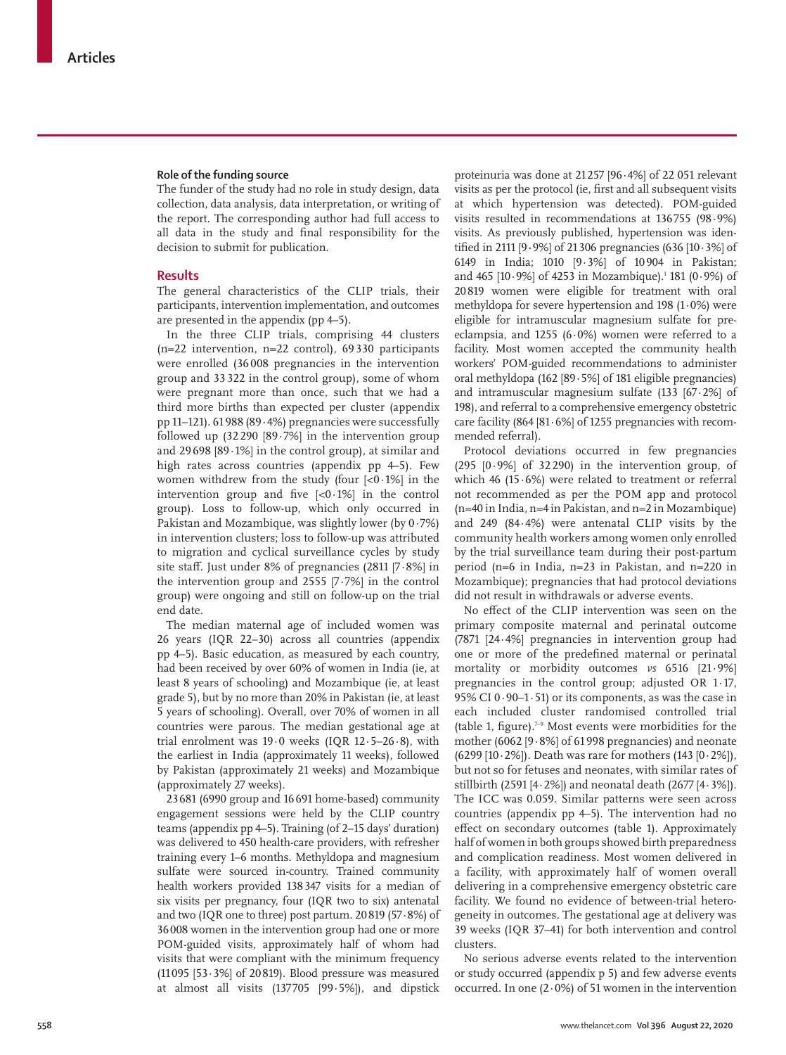### Role of the funding source

The funder of the study had no role in study design, data collection, data analysis, data interpretation, or writing of the report. The corresponding author had full access to all data in the study and final responsibility for the decision to submit for publication.

## Results

The general characteristics of the CLIP trials, their participants, intervention implementation, and outcomes are presented in the appendix (pp 4–5).

In the three CLIP trials, comprising 44 clusters (n=22 intervention, n=22 control), 69 330 participants were enrolled (36 008 pregnancies in the intervention group and 33 322 in the control group), some of whom were pregnant more than once, such that we had a third more births than expected per cluster (appendix pp 11–121). 61 988 (89·4%) pregnancies were successfully followed up (32 290 [89·7%] in the intervention group and 29 698 [89·1%] in the control group), at similar and high rates across countries (appendix pp 4–5). Few women withdrew from the study (four [<0·1%] in the intervention group and five [<0·1%] in the control group). Loss to follow-up, which only occurred in Pakistan and Mozambique, was slightly lower (by 0·7%) in intervention clusters; loss to follow-up was attributed to migration and cyclical surveillance cycles by study site staff. Just under 8% of pregnancies (2811 [7·8%] in the intervention group and 2555 [7·7%] in the control group) were ongoing and still on follow-up on the trial end date.

The median maternal age of included women was 26 years (IQR 22–30) across all countries (appendix pp 4–5). Basic education, as measured by each country, had been received by over 60% of women in India (ie, at least 8 years of schooling) and Mozambique (ie, at least grade 5), but by no more than 20% in Pakistan (ie, at least 5 years of schooling). Overall, over 70% of women in all countries were parous. The median gestational age at trial enrolment was 19·0 weeks (IQR 12·5–26·8), with the earliest in India (approximately 11 weeks), followed by Pakistan (approximately 21 weeks) and Mozambique (approximately 27 weeks).

23 681 (6990 group and 16 691 home-based) community engagement sessions were held by the CLIP country teams (appendix pp 4–5). Training (of 2–15 days' duration) was delivered to 450 health-care providers, with refresher training every 1–6 months. Methyldopa and magnesium sulfate were sourced in-country. Trained community health workers provided 138 347 visits for a median of six visits per pregnancy, four (IQR two to six) antenatal and two (IQR one to three) post partum. 20 819 (57·8%) of 36 008 women in the intervention group had one or more POM-guided visits, approximately half of whom had visits that were compliant with the minimum frequency (11 095 [53·3%] of 20 819). Blood pressure was measured at almost all visits (137 705 [99·5%]), and dipstick proteinuria was done at 21 257 [96·4%] of 22 051 relevant visits as per the protocol (ie, first and all subsequent visits at which hypertension was detected). POM-guided visits resulted in recommendations at 136 755 (98·9%) visits. As previously published, hypertension was identified in 2111 [9·9%] of 21 306 pregnancies (636 [10·3%] of 6149 in India; 1010 [9·3%] of 10 904 in Pakistan; and 465 [10·9%] of 4253 in Mozambique).[1] 181 (0·9%) of 20 819 women were eligible for treatment with oral methyldopa for severe hypertension and 198 (1·0%) were eligible for intramuscular magnesium sulfate for pre-eclampsia, and 1255 (6·0%) women were referred to a facility. Most women accepted the community health workers' POM-guided recommendations to administer oral methyldopa (162 [89·5%] of 181 eligible pregnancies) and intramuscular magnesium sulfate (133 [67·2%] of 198), and referral to a comprehensive emergency obstetric care facility (864 [81·6%] of 1255 pregnancies with recommended referral).

Protocol deviations occurred in few pregnancies (295 [0·9%] of 32 290) in the intervention group, of which 46 (15·6%) were related to treatment or referral not recommended as per the POM app and protocol (n=40 in India, n=4 in Pakistan, and n=2 in Mozambique) and 249 (84·4%) were antenatal CLIP visits by the community health workers among women only enrolled by the trial surveillance team during their post-partum period (n=6 in India, n=23 in Pakistan, and n=220 in Mozambique); pregnancies that had protocol deviations did not result in withdrawals or adverse events.

No effect of the CLIP intervention was seen on the primary composite maternal and perinatal outcome (7871 [24·4%] pregnancies in intervention group had one or more of the predefined maternal or perinatal mortality or morbidity outcomes *vs* 6516 [21·9%] pregnancies in the control group; adjusted OR 1·17, 95% CI 0·90–1·51) or its components, as was the case in each included cluster randomised controlled trial (table 1, figure).[7–9] Most events were morbidities for the mother (6062 [9·8%] of 61 998 pregnancies) and neonate (6299 [10·2%]). Death was rare for mothers (143 [0·2%]), but not so for fetuses and neonates, with similar rates of stillbirth (2591 [4·2%]) and neonatal death (2677 [4·3%]). The ICC was 0.059. Similar patterns were seen across countries (appendix pp 4–5). The intervention had no effect on secondary outcomes (table 1). Approximately half of women in both groups showed birth preparedness and complication readiness. Most women delivered in a facility, with approximately half of women overall delivering in a comprehensive emergency obstetric care facility. We found no evidence of between-trial heterogeneity in outcomes. The gestational age at delivery was 39 weeks (IQR 37–41) for both intervention and control clusters.

No serious adverse events related to the intervention or study occurred (appendix p 5) and few adverse events occurred. In one (2·0%) of 51 women in the intervention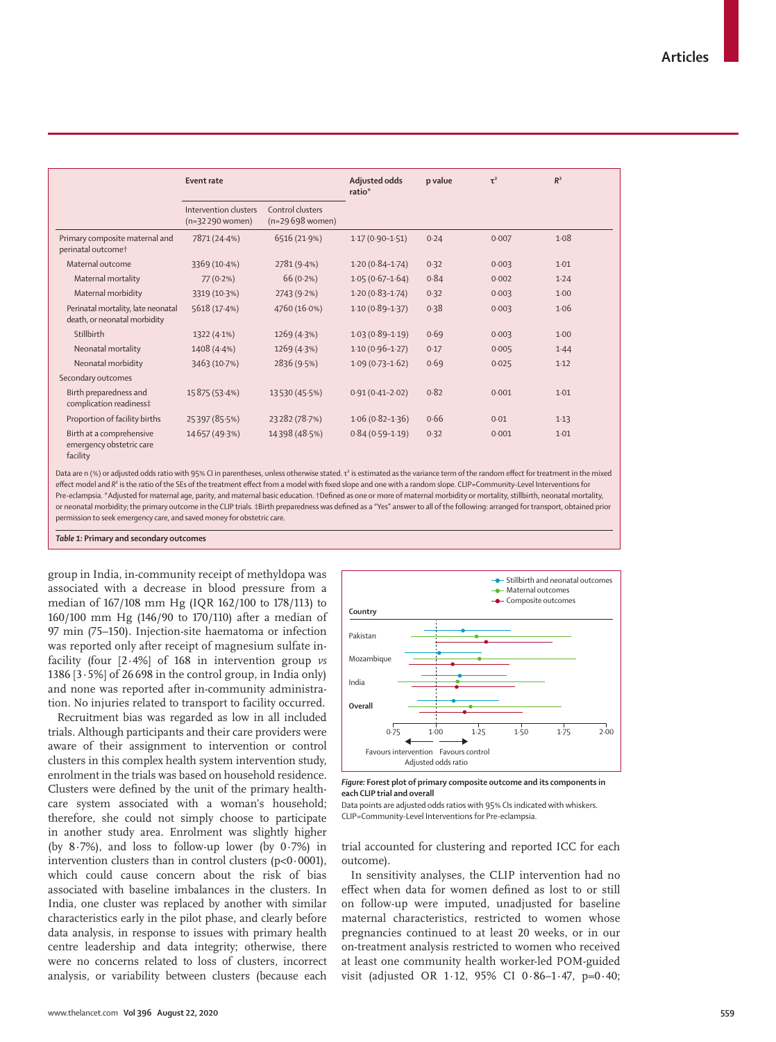| | Event rate | | Adjusted odds ratio* | p value | $\tau^2$ | $R^2$ |
|---|---|---|---|---|---|---|
| | Intervention clusters (n=32 290 women) | Control clusters (n=29 698 women) | | | | |
| Primary composite maternal and perinatal outcome† | 7871 (24·4%) | 6516 (21·9%) | 1·17 (0·90–1·51) | 0·24 | 0·007 | 1·08 |
| Maternal outcome | 3369 (10·4%) | 2781 (9·4%) | 1·20 (0·84–1·74) | 0·32 | 0·003 | 1·01 |
| Maternal mortality | 77 (0·2%) | 66 (0·2%) | 1·05 (0·67–1·64) | 0·84 | 0·002 | 1·24 |
| Maternal morbidity | 3319 (10·3%) | 2743 (9·2%) | 1·20 (0·83–1·74) | 0·32 | 0·003 | 1·00 |
| Perinatal mortality, late neonatal death, or neonatal morbidity | 5618 (17·4%) | 4760 (16·0%) | 1·10 (0·89–1·37) | 0·38 | 0·003 | 1·06 |
| Stillbirth | 1322 (4·1%) | 1269 (4·3%) | 1·03 (0·89–1·19) | 0·69 | 0·003 | 1·00 |
| Neonatal mortality | 1408 (4·4%) | 1269 (4·3%) | 1·10 (0·96–1·27) | 0·17 | 0·005 | 1·44 |
| Neonatal morbidity | 3463 (10·7%) | 2836 (9·5%) | 1·09 (0·73–1·62) | 0·69 | 0·025 | 1·12 |
| Secondary outcomes | | | | | | |
| Birth preparedness and complication readiness‡ | 15 875 (53·4%) | 13 530 (45·5%) | 0·91 (0·41–2·02) | 0·82 | 0·001 | 1·01 |
| Proportion of facility births | 25 397 (85·5%) | 23 282 (78·7%) | 1·06 (0·82–1·36) | 0·66 | 0·01 | 1·13 |
| Birth at a comprehensive emergency obstetric care facility | 14 657 (49·3%) | 14 398 (48·5%) | 0·84 (0·59–1·19) | 0·32 | 0·001 | 1·01 |

Data are n (%) or adjusted odds ratio with 95% CI in parentheses, unless otherwise stated. $\tau^2$ is estimated as the variance term of the random effect for treatment in the mixed effect model and $R^2$ is the ratio of the SEs of the treatment effect from a model with fixed slope and one with a random slope. CLIP=Community-Level Interventions for Pre-eclampsia. *Adjusted for maternal age, parity, and maternal basic education. †Defined as one or more of maternal morbidity or mortality, stillbirth, neonatal mortality, or neonatal morbidity; the primary outcome in the CLIP trials. ‡Birth preparedness was defined as a "Yes" answer to all of the following: arranged for transport, obtained prior permission to seek emergency care, and saved money for obstetric care.

***Table 1:*** **Primary and secondary outcomes**

group in India, in-community receipt of methyldopa was associated with a decrease in blood pressure from a median of 167/108 mm Hg (IQR 162/100 to 178/113) to 160/100 mm Hg (146/90 to 170/110) after a median of 97 min (75–150). Injection-site haematoma or infection was reported only after receipt of magnesium sulfate in-facility (four [2·4%] of 168 in intervention group *vs* 1386 [3·5%] of 26 698 in the control group, in India only) and none was reported after in-community administration. No injuries related to transport to facility occurred.

Recruitment bias was regarded as low in all included trials. Although participants and their care providers were aware of their assignment to intervention or control clusters in this complex health system intervention study, enrolment in the trials was based on household residence. Clusters were defined by the unit of the primary health-care system associated with a woman's household; therefore, she could not simply choose to participate in another study area. Enrolment was slightly higher (by 8·7%), and loss to follow-up lower (by 0·7%) in intervention clusters than in control clusters (p<0·0001), which could cause concern about the risk of bias associated with baseline imbalances in the clusters. In India, one cluster was replaced by another with similar characteristics early in the pilot phase, and clearly before data analysis, in response to issues with primary health centre leadership and data integrity; otherwise, there were no concerns related to loss of clusters, incorrect analysis, or variability between clusters (because each trial accounted for clustering and reported ICC for each outcome).

Stillbirth and neonatal outcomes
Maternal outcomes
Composite outcomes
Country
Pakistan
Mozambique
India
Overall
0·75
1·00
1·25
1·50
1·75
2·00
Favours intervention
Favours control
Adjusted odds ratio

***Figure:*** **Forest plot of primary composite outcome and its components in each CLIP trial and overall**
Data points are adjusted odds ratios with 95% CIs indicated with whiskers. CLIP=Community-Level Interventions for Pre-eclampsia.

In sensitivity analyses, the CLIP intervention had no effect when data for women defined as lost to or still on follow-up were imputed, unadjusted for baseline maternal characteristics, restricted to women whose pregnancies continued to at least 20 weeks, or in our on-treatment analysis restricted to women who received at least one community health worker-led POM-guided visit (adjusted OR 1·12, 95% CI 0·86–1·47, p=0·40;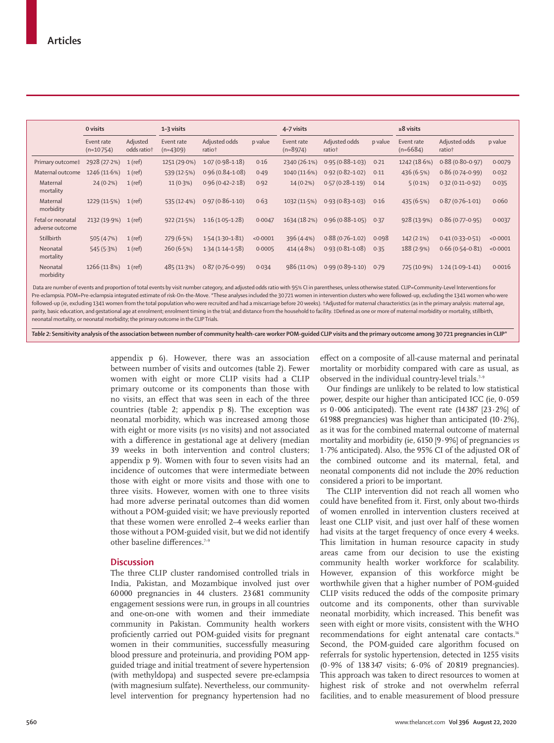| | 0 visits | | 1–3 visits | | | 4–7 visits | | | ≥8 visits | | |
|---|---|---|---|---|---|---|---|---|---|---|---|
| | Event rate (n=10 754) | Adjusted odds ratio† | Event rate (n=4309) | Adjusted odds ratio† | p value | Event rate (n=8974) | Adjusted odds ratio† | p value | Event rate (n=6684) | Adjusted odds ratio† | p value |
| Primary outcome‡ | 2928 (27·2%) | 1 (ref) | 1251 (29·0%) | 1·07 (0·98–1·18) | 0·16 | 2340 (26·1%) | 0·95 (0·88–1·03) | 0·21 | 1242 (18·6%) | 0·88 (0·80–0·97) | 0·0079 |
| Maternal outcome | 1246 (11·6%) | 1 (ref) | 539 (12·5%) | 0·96 (0·84–1·08) | 0·49 | 1040 (11·6%) | 0·92 (0·82–1·02) | 0·11 | 436 (6·5%) | 0·86 (0·74–0·99) | 0·032 |
| Maternal mortality | 24 (0·2%) | 1 (ref) | 11 (0·3%) | 0·96 (0·42–2·18) | 0·92 | 14 (0·2%) | 0·57 (0·28–1·19) | 0·14 | 5 (0·1%) | 0·32 (0·11–0·92) | 0·035 |
| Maternal morbidity | 1229 (11·5%) | 1 (ref) | 535 (12·4%) | 0·97 (0·86–1·10) | 0·63 | 1032 (11·5%) | 0·93 (0·83–1·03) | 0·16 | 435 (6·5%) | 0·87 (0·76–1·01) | 0·060 |
| Fetal or neonatal adverse outcome | 2132 (19·9%) | 1 (ref) | 922 (21·5%) | 1·16 (1·05–1·28) | 0·0047 | 1634 (18·2%) | 0·96 (0·88–1·05) | 0·37 | 928 (13·9%) | 0·86 (0·77–0·95) | 0·0037 |
| Stillbirth | 505 (4·7%) | 1 (ref) | 279 (6·5%) | 1·54 (1·30–1·81) | <0·0001 | 396 (4·4%) | 0·88 (0·76–1·02) | 0·098 | 142 (2·1%) | 0·41 (0·33–0·51) | <0·0001 |
| Neonatal mortality | 545 (5·3%) | 1 (ref) | 260 (6·5%) | 1·34 (1·14–1·58) | 0·0005 | 414 (4·8%) | 0·93 (0·81–1·08) | 0·35 | 188 (2·9%) | 0·66 (0·54–0·81) | <0·0001 |
| Neonatal morbidity | 1266 (11·8%) | 1 (ref) | 485 (11·3%) | 0·87 (0·76–0·99) | 0·034 | 986 (11·0%) | 0·99 (0·89–1·10) | 0·79 | 725 (10·9%) | 1·24 (1·09–1·41) | 0·0016 |

Data are number of events and proportion of total events by visit number category, and adjusted odds ratio with 95% CI in parentheses, unless otherwise stated. CLIP=Community-Level Interventions for Pre-eclampsia. POM=Pre-eclampsia integrated estimate of risk-On-the-Move. *These analyses included the 30 721 women in intervention clusters who were followed-up, excluding the 1341 women who were followed-up (ie, excluding 1341 women from the total population who were recruited and had a miscarriage before 20 weeks). †Adjusted for maternal characteristics (as in the primary analysis: maternal age, parity, basic education, and gestational age at enrolment; enrolment timing in the trial; and distance from the household to facility. ‡Defined as one or more of maternal morbidity or mortality, stillbirth, neonatal mortality, or neonatal morbidity; the primary outcome in the CLIP Trials.

*Table 2:* **Sensitivity analysis of the association between number of community health-care worker POM-guided CLIP visits and the primary outcome among 30 721 pregnancies in CLIP***

appendix p 6). However, there was an association between number of visits and outcomes (table 2). Fewer women with eight or more CLIP visits had a CLIP primary outcome or its components than those with no visits, an effect that was seen in each of the three countries (table 2; appendix p 8). The exception was neonatal morbidity, which was increased among those with eight or more visits (*vs* no visits) and not associated with a difference in gestational age at delivery (median 39 weeks in both intervention and control clusters; appendix p 9). Women with four to seven visits had an incidence of outcomes that were intermediate between those with eight or more visits and those with one to three visits. However, women with one to three visits had more adverse perinatal outcomes than did women without a POM-guided visit; we have previously reported that these women were enrolled 2–4 weeks earlier than those without a POM-guided visit, but we did not identify other baseline differences.[7–9]

## Discussion

The three CLIP cluster randomised controlled trials in India, Pakistan, and Mozambique involved just over 60 000 pregnancies in 44 clusters. 23 681 community engagement sessions were run, in groups in all countries and one-on-one with women and their immediate community in Pakistan. Community health workers proficiently carried out POM-guided visits for pregnant women in their communities, successfully measuring blood pressure and proteinuria, and providing POM app-guided triage and initial treatment of severe hypertension (with methyldopa) and suspected severe pre-eclampsia (with magnesium sulfate). Nevertheless, our community-level intervention for pregnancy hypertension had no effect on a composite of all-cause maternal and perinatal mortality or morbidity compared with care as usual, as observed in the individual country-level trials.[7–9]

Our findings are unlikely to be related to low statistical power, despite our higher than anticipated ICC (ie, 0·059 *vs* 0·006 anticipated). The event rate (14 387 [23·2%] of 61 988 pregnancies) was higher than anticipated (10·2%), as it was for the combined maternal outcome of maternal mortality and morbidity (ie, 6150 [9·9%] of pregnancies *vs* 1·7% anticipated). Also, the 95% CI of the adjusted OR of the combined outcome and its maternal, fetal, and neonatal components did not include the 20% reduction considered a priori to be important.

The CLIP intervention did not reach all women who could have benefited from it. First, only about two-thirds of women enrolled in intervention clusters received at least one CLIP visit, and just over half of these women had visits at the target frequency of once every 4 weeks. This limitation in human resource capacity in study areas came from our decision to use the existing community health worker workforce for scalability. However, expansion of this workforce might be worthwhile given that a higher number of POM-guided CLIP visits reduced the odds of the composite primary outcome and its components, other than survivable neonatal morbidity, which increased. This benefit was seen with eight or more visits, consistent with the WHO recommendations for eight antenatal care contacts.[16] Second, the POM-guided care algorithm focused on referrals for systolic hypertension, detected in 1255 visits (0·9% of 138 347 visits; 6·0% of 20 819 pregnancies). This approach was taken to direct resources to women at highest risk of stroke and not overwhelm referral facilities, and to enable measurement of blood pressure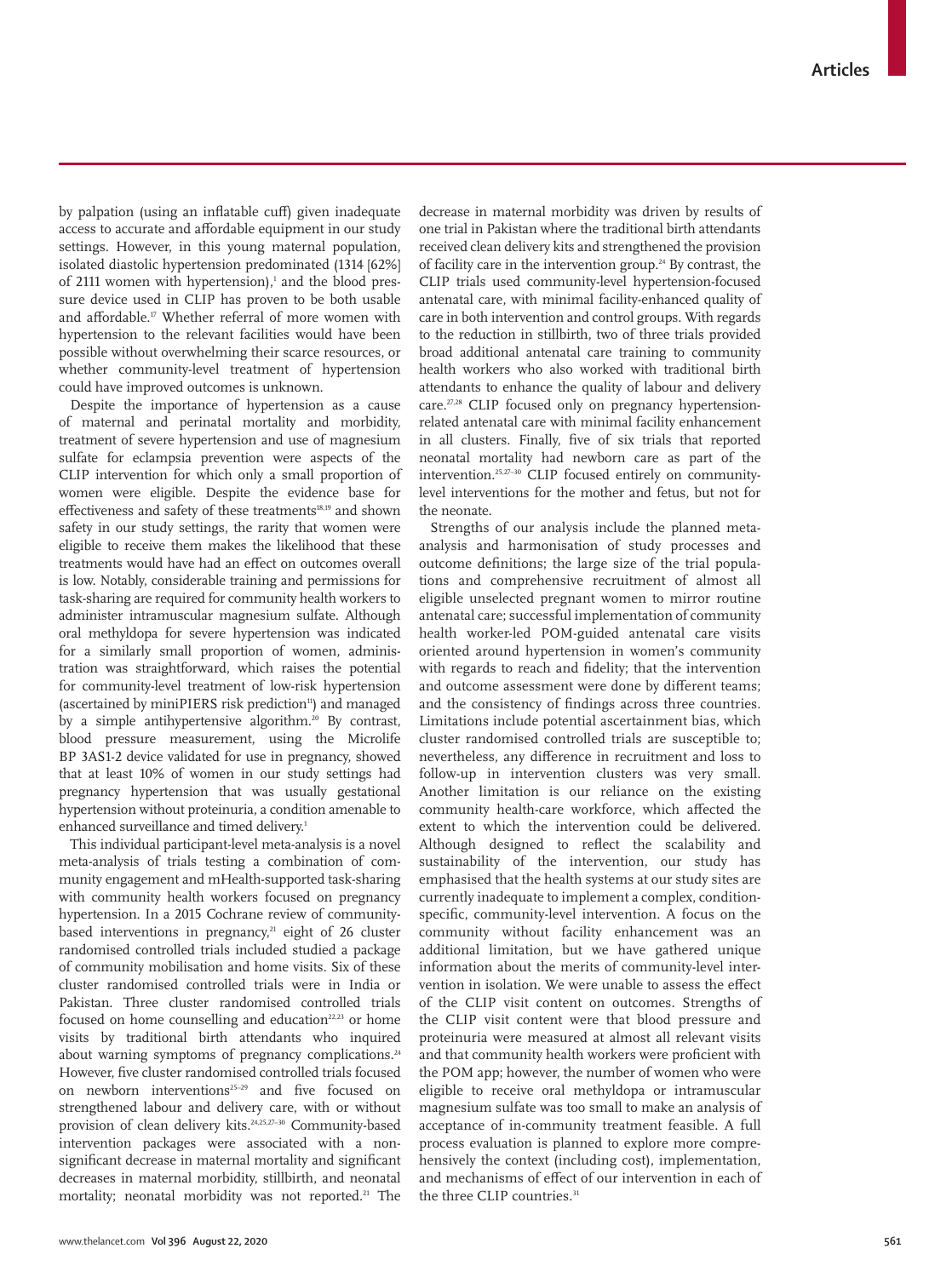by palpation (using an inflatable cuff) given inadequate access to accurate and affordable equipment in our study settings. However, in this young maternal population, isolated diastolic hypertension predominated (1314 [62%] of 2111 women with hypertension),[1] and the blood pressure device used in CLIP has proven to be both usable and affordable.[17] Whether referral of more women with hypertension to the relevant facilities would have been possible without overwhelming their scarce resources, or whether community-level treatment of hypertension could have improved outcomes is unknown.

Despite the importance of hypertension as a cause of maternal and perinatal mortality and morbidity, treatment of severe hypertension and use of magnesium sulfate for eclampsia prevention were aspects of the CLIP intervention for which only a small proportion of women were eligible. Despite the evidence base for effectiveness and safety of these treatments[18,19] and shown safety in our study settings, the rarity that women were eligible to receive them makes the likelihood that these treatments would have had an effect on outcomes overall is low. Notably, considerable training and permissions for task-sharing are required for community health workers to administer intramuscular magnesium sulfate. Although oral methyldopa for severe hypertension was indicated for a similarly small proportion of women, administration was straightforward, which raises the potential for community-level treatment of low-risk hypertension (ascertained by miniPIERS risk prediction[11]) and managed by a simple antihypertensive algorithm.[20] By contrast, blood pressure measurement, using the Microlife BP 3AS1-2 device validated for use in pregnancy, showed that at least 10% of women in our study settings had pregnancy hypertension that was usually gestational hypertension without proteinuria, a condition amenable to enhanced surveillance and timed delivery.[1]

This individual participant-level meta-analysis is a novel meta-analysis of trials testing a combination of community engagement and mHealth-supported task-sharing with community health workers focused on pregnancy hypertension. In a 2015 Cochrane review of community-based interventions in pregnancy,[21] eight of 26 cluster randomised controlled trials included studied a package of community mobilisation and home visits. Six of these cluster randomised controlled trials were in India or Pakistan. Three cluster randomised controlled trials focused on home counselling and education[22,23] or home visits by traditional birth attendants who inquired about warning symptoms of pregnancy complications.[24] However, five cluster randomised controlled trials focused on newborn interventions[25–29] and five focused on strengthened labour and delivery care, with or without provision of clean delivery kits.[24,25,27–30] Community-based intervention packages were associated with a non-significant decrease in maternal mortality and significant decreases in maternal morbidity, stillbirth, and neonatal mortality; neonatal morbidity was not reported.[21] The decrease in maternal morbidity was driven by results of one trial in Pakistan where the traditional birth attendants received clean delivery kits and strengthened the provision of facility care in the intervention group.[24] By contrast, the CLIP trials used community-level hypertension-focused antenatal care, with minimal facility-enhanced quality of care in both intervention and control groups. With regards to the reduction in stillbirth, two of three trials provided broad additional antenatal care training to community health workers who also worked with traditional birth attendants to enhance the quality of labour and delivery care.[27,28] CLIP focused only on pregnancy hypertension-related antenatal care with minimal facility enhancement in all clusters. Finally, five of six trials that reported neonatal mortality had newborn care as part of the intervention.[25,27–30] CLIP focused entirely on community-level interventions for the mother and fetus, but not for the neonate.

Strengths of our analysis include the planned meta-analysis and harmonisation of study processes and outcome definitions; the large size of the trial populations and comprehensive recruitment of almost all eligible unselected pregnant women to mirror routine antenatal care; successful implementation of community health worker-led POM-guided antenatal care visits oriented around hypertension in women's community with regards to reach and fidelity; that the intervention and outcome assessment were done by different teams; and the consistency of findings across three countries. Limitations include potential ascertainment bias, which cluster randomised controlled trials are susceptible to; nevertheless, any difference in recruitment and loss to follow-up in intervention clusters was very small. Another limitation is our reliance on the existing community health-care workforce, which affected the extent to which the intervention could be delivered. Although designed to reflect the scalability and sustainability of the intervention, our study has emphasised that the health systems at our study sites are currently inadequate to implement a complex, condition-specific, community-level intervention. A focus on the community without facility enhancement was an additional limitation, but we have gathered unique information about the merits of community-level intervention in isolation. We were unable to assess the effect of the CLIP visit content on outcomes. Strengths of the CLIP visit content were that blood pressure and proteinuria were measured at almost all relevant visits and that community health workers were proficient with the POM app; however, the number of women who were eligible to receive oral methyldopa or intramuscular magnesium sulfate was too small to make an analysis of acceptance of in-community treatment feasible. A full process evaluation is planned to explore more comprehensively the context (including cost), implementation, and mechanisms of effect of our intervention in each of the three CLIP countries.[31]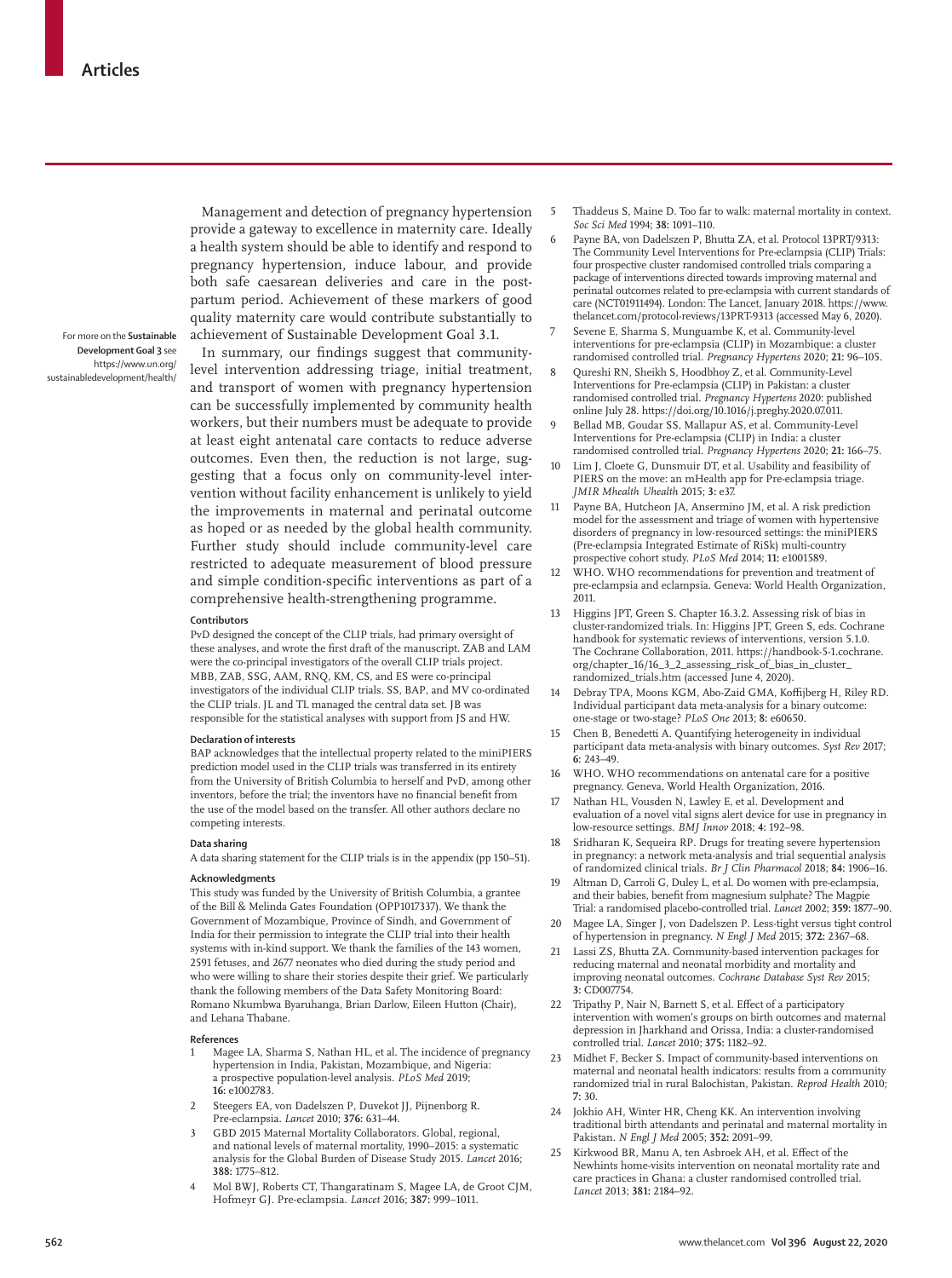Management and detection of pregnancy hypertension provide a gateway to excellence in maternity care. Ideally a health system should be able to identify and respond to pregnancy hypertension, induce labour, and provide both safe caesarean deliveries and care in the post-partum period. Achievement of these markers of good quality maternity care would contribute substantially to achievement of Sustainable Development Goal 3.1.

For more on the **Sustainable Development Goal 3** see https://www.un.org/sustainabledevelopment/health/

In summary, our findings suggest that community-level intervention addressing triage, initial treatment, and transport of women with pregnancy hypertension can be successfully implemented by community health workers, but their numbers must be adequate to provide at least eight antenatal care contacts to reduce adverse outcomes. Even then, the reduction is not large, suggesting that a focus only on community-level intervention without facility enhancement is unlikely to yield the improvements in maternal and perinatal outcome as hoped or as needed by the global health community. Further study should include community-level care restricted to adequate measurement of blood pressure and simple condition-specific interventions as part of a comprehensive health-strengthening programme.

#### Contributors

PvD designed the concept of the CLIP trials, had primary oversight of these analyses, and wrote the first draft of the manuscript. ZAB and LAM were the co-principal investigators of the overall CLIP trials project. MBB, ZAB, SSG, AAM, RNQ, KM, CS, and ES were co-principal investigators of the individual CLIP trials. SS, BAP, and MV co-ordinated the CLIP trials. JL and TL managed the central data set. JB was responsible for the statistical analyses with support from JS and HW.

#### Declaration of interests

BAP acknowledges that the intellectual property related to the miniPIERS prediction model used in the CLIP trials was transferred in its entirety from the University of British Columbia to herself and PvD, among other inventors, before the trial; the inventors have no financial benefit from the use of the model based on the transfer. All other authors declare no competing interests.

#### Data sharing

A data sharing statement for the CLIP trials is in the appendix (pp 150–51).

#### Acknowledgments

This study was funded by the University of British Columbia, a grantee of the Bill & Melinda Gates Foundation (OPP1017337). We thank the Government of Mozambique, Province of Sindh, and Government of India for their permission to integrate the CLIP trial into their health systems with in-kind support. We thank the families of the 143 women, 2591 fetuses, and 2677 neonates who died during the study period and who were willing to share their stories despite their grief. We particularly thank the following members of the Data Safety Monitoring Board: Romano Nkumbwa Byaruhanga, Brian Darlow, Eileen Hutton (Chair), and Lehana Thabane.

#### References

1. Magee LA, Sharma S, Nathan HL, et al. The incidence of pregnancy hypertension in India, Pakistan, Mozambique, and Nigeria: a prospective population-level analysis. *PLoS Med* 2019; **16:** e1002783.
2. Steegers EA, von Dadelszen P, Duvekot JJ, Pijnenborg R. Pre-eclampsia. *Lancet* 2010; **376:** 631–44.
3. GBD 2015 Maternal Mortality Collaborators. Global, regional, and national levels of maternal mortality, 1990–2015: a systematic analysis for the Global Burden of Disease Study 2015. *Lancet* 2016; **388:** 1775–812.
4. Mol BWJ, Roberts CT, Thangaratinam S, Magee LA, de Groot CJM, Hofmeyr GJ. Pre-eclampsia. *Lancet* 2016; **387:** 999–1011.
5. Thaddeus S, Maine D. Too far to walk: maternal mortality in context. *Soc Sci Med* 1994; **38:** 1091–110.
6. Payne BA, von Dadelszen P, Bhutta ZA, et al. Protocol 13PRT/9313: The Community Level Interventions for Pre-eclampsia (CLIP) Trials: four prospective cluster randomised controlled trials comparing a package of interventions directed towards improving maternal and perinatal outcomes related to pre-eclampsia with current standards of care (NCT01911494). London: The Lancet, January 2018. https://www.thelancet.com/protocol-reviews/13PRT-9313 (accessed May 6, 2020).
7. Sevene E, Sharma S, Munguambe K, et al. Community-level interventions for pre-eclampsia (CLIP) in Mozambique: a cluster randomised controlled trial. *Pregnancy Hypertens* 2020; **21:** 96–105.
8. Qureshi RN, Sheikh S, Hoodbhoy Z, et al. Community-Level Interventions for Pre-eclampsia (CLIP) in Pakistan: a cluster randomised controlled trial. *Pregnancy Hypertens* 2020: published online July 28. https://doi.org/10.1016/j.preghy.2020.07.011.
9. Bellad MB, Goudar SS, Mallapur AS, et al. Community-Level Interventions for Pre-eclampsia (CLIP) in India: a cluster randomised controlled trial. *Pregnancy Hypertens* 2020; **21:** 166–75.
10. Lim J, Cloete G, Dunsmuir DT, et al. Usability and feasibility of PIERS on the move: an mHealth app for Pre-eclampsia triage. *JMIR Mhealth Uhealth* 2015; **3:** e37.
11. Payne BA, Hutcheon JA, Ansermino JM, et al. A risk prediction model for the assessment and triage of women with hypertensive disorders of pregnancy in low-resourced settings: the miniPIERS (Pre-eclampsia Integrated Estimate of RiSk) multi-country prospective cohort study. *PLoS Med* 2014; **11:** e1001589.
12. WHO. WHO recommendations for prevention and treatment of pre-eclampsia and eclampsia. Geneva: World Health Organization, 2011.
13. Higgins JPT, Green S. Chapter 16.3.2. Assessing risk of bias in cluster-randomized trials. In: Higgins JPT, Green S, eds. Cochrane handbook for systematic reviews of interventions, version 5.1.0. The Cochrane Collaboration, 2011. https://handbook-5-1.cochrane.org/chapter_16/16_3_2_assessing_risk_of_bias_in_cluster_randomized_trials.htm (accessed June 4, 2020).
14. Debray TPA, Moons KGM, Abo-Zaid GMA, Koffijberg H, Riley RD. Individual participant data meta-analysis for a binary outcome: one-stage or two-stage? *PLoS One* 2013; **8:** e60650.
15. Chen B, Benedetti A. Quantifying heterogeneity in individual participant data meta-analysis with binary outcomes. *Syst Rev* 2017; **6:** 243–49.
16. WHO. WHO recommendations on antenatal care for a positive pregnancy. Geneva, World Health Organization, 2016.
17. Nathan HL, Vousden N, Lawley E, et al. Development and evaluation of a novel vital signs alert device for use in pregnancy in low-resource settings. *BMJ Innov* 2018; **4:** 192–98.
18. Sridharan K, Sequeira RP. Drugs for treating severe hypertension in pregnancy: a network meta-analysis and trial sequential analysis of randomized clinical trials. *Br J Clin Pharmacol* 2018; **84:** 1906–16.
19. Altman D, Carroli G, Duley L, et al. Do women with pre-eclampsia, and their babies, benefit from magnesium sulphate? The Magpie Trial: a randomised placebo-controlled trial. *Lancet* 2002; **359:** 1877–90.
20. Magee LA, Singer J, von Dadelszen P. Less-tight versus tight control of hypertension in pregnancy. *N Engl J Med* 2015; **372:** 2367–68.
21. Lassi ZS, Bhutta ZA. Community-based intervention packages for reducing maternal and neonatal morbidity and mortality and improving neonatal outcomes. *Cochrane Database Syst Rev* 2015; **3:** CD007754.
22. Tripathy P, Nair N, Barnett S, et al. Effect of a participatory intervention with women's groups on birth outcomes and maternal depression in Jharkhand and Orissa, India: a cluster-randomised controlled trial. *Lancet* 2010; **375:** 1182–92.
23. Midhet F, Becker S. Impact of community-based interventions on maternal and neonatal health indicators: results from a community randomized trial in rural Balochistan, Pakistan. *Reprod Health* 2010; **7:** 30.
24. Jokhio AH, Winter HR, Cheng KK. An intervention involving traditional birth attendants and perinatal and maternal mortality in Pakistan. *N Engl J Med* 2005; **352:** 2091–99.
25. Kirkwood BR, Manu A, ten Asbroek AH, et al. Effect of the Newhints home-visits intervention on neonatal mortality rate and care practices in Ghana: a cluster randomised controlled trial. *Lancet* 2013; **381:** 2184–92.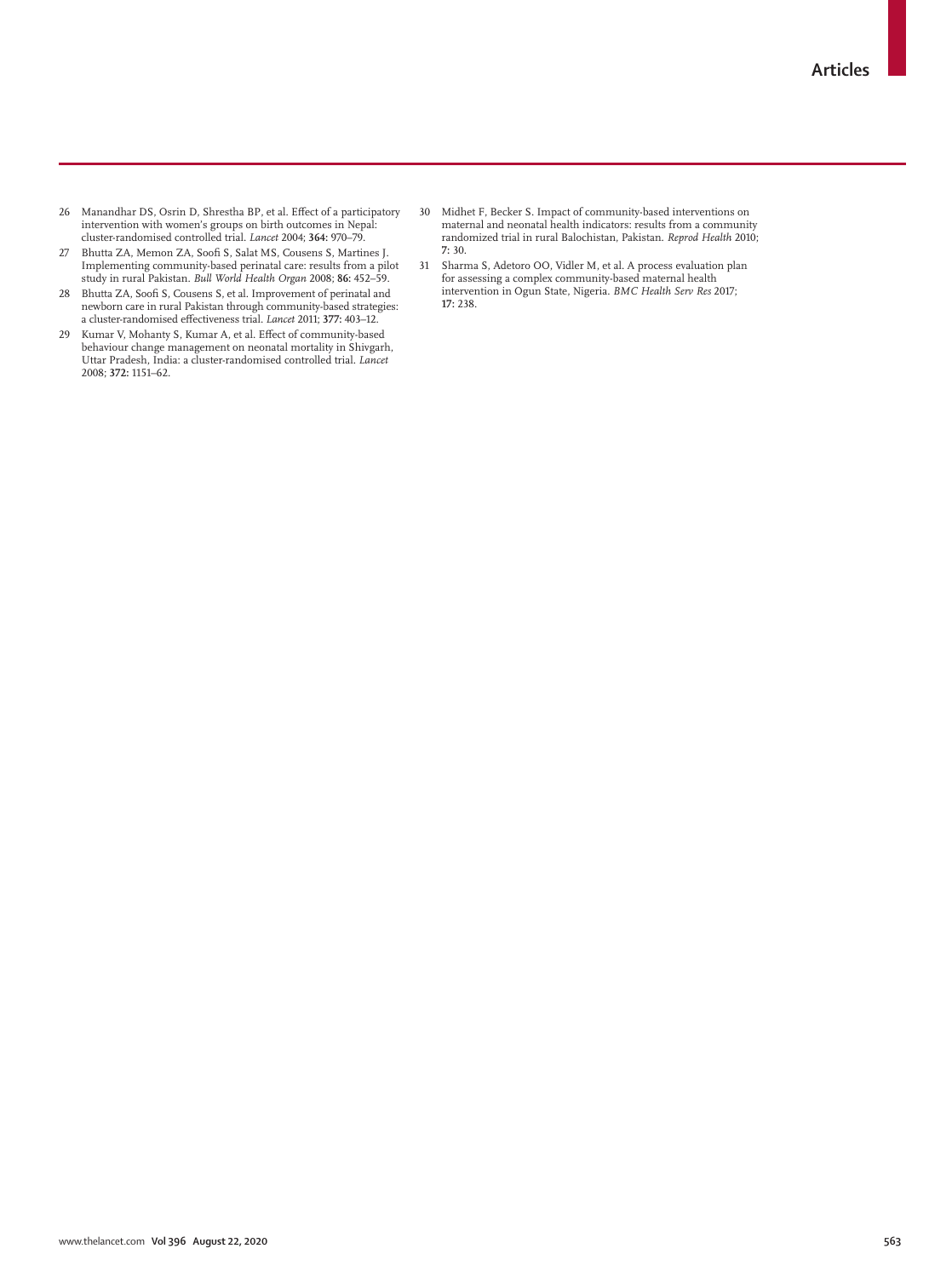26 Manandhar DS, Osrin D, Shrestha BP, et al. Effect of a participatory intervention with women's groups on birth outcomes in Nepal: cluster-randomised controlled trial. *Lancet* 2004; **364:** 970–79.

27 Bhutta ZA, Memon ZA, Soofi S, Salat MS, Cousens S, Martines J. Implementing community-based perinatal care: results from a pilot study in rural Pakistan. *Bull World Health Organ* 2008; **86:** 452–59.

28 Bhutta ZA, Soofi S, Cousens S, et al. Improvement of perinatal and newborn care in rural Pakistan through community-based strategies: a cluster-randomised effectiveness trial. *Lancet* 2011; **377:** 403–12.

29 Kumar V, Mohanty S, Kumar A, et al. Effect of community-based behaviour change management on neonatal mortality in Shivgarh, Uttar Pradesh, India: a cluster-randomised controlled trial. *Lancet* 2008; **372:** 1151–62.

30 Midhet F, Becker S. Impact of community-based interventions on maternal and neonatal health indicators: results from a community randomized trial in rural Balochistan, Pakistan. *Reprod Health* 2010; **7:** 30.

31 Sharma S, Adetoro OO, Vidler M, et al. A process evaluation plan for assessing a complex community-based maternal health intervention in Ogun State, Nigeria. *BMC Health Serv Res* 2017; **17:** 238.